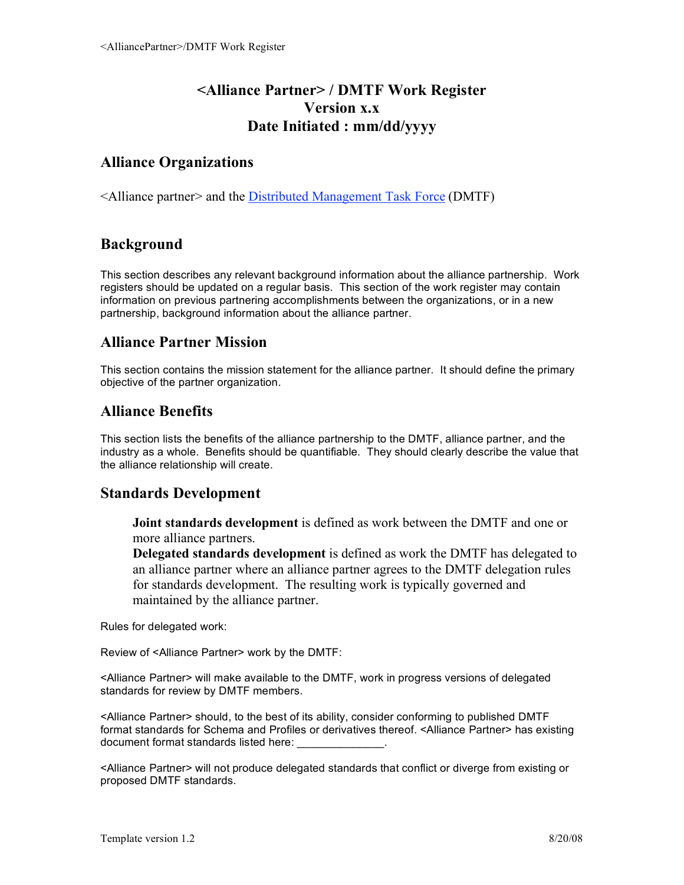# <Alliance Partner> / DMTF Work Register
# Version x.x
# Date Initiated : mm/dd/yyyy

## Alliance Organizations

<Alliance partner> and the Distributed Management Task Force (DMTF)

## Background

This section describes any relevant background information about the alliance partnership. Work registers should be updated on a regular basis. This section of the work register may contain information on previous partnering accomplishments between the organizations, or in a new partnership, background information about the alliance partner.

## Alliance Partner Mission

This section contains the mission statement for the alliance partner. It should define the primary objective of the partner organization.

## Alliance Benefits

This section lists the benefits of the alliance partnership to the DMTF, alliance partner, and the industry as a whole. Benefits should be quantifiable. They should clearly describe the value that the alliance relationship will create.

## Standards Development

> **Joint standards development** is defined as work between the DMTF and one or more alliance partners.
> **Delegated standards development** is defined as work the DMTF has delegated to an alliance partner where an alliance partner agrees to the DMTF delegation rules for standards development. The resulting work is typically governed and maintained by the alliance partner.

Rules for delegated work:

Review of <Alliance Partner> work by the DMTF:

<Alliance Partner> will make available to the DMTF, work in progress versions of delegated standards for review by DMTF members.

<Alliance Partner> should, to the best of its ability, consider conforming to published DMTF format standards for Schema and Profiles or derivatives thereof. <Alliance Partner> has existing document format standards listed here: ______________.

<Alliance Partner> will not produce delegated standards that conflict or diverge from existing or proposed DMTF standards.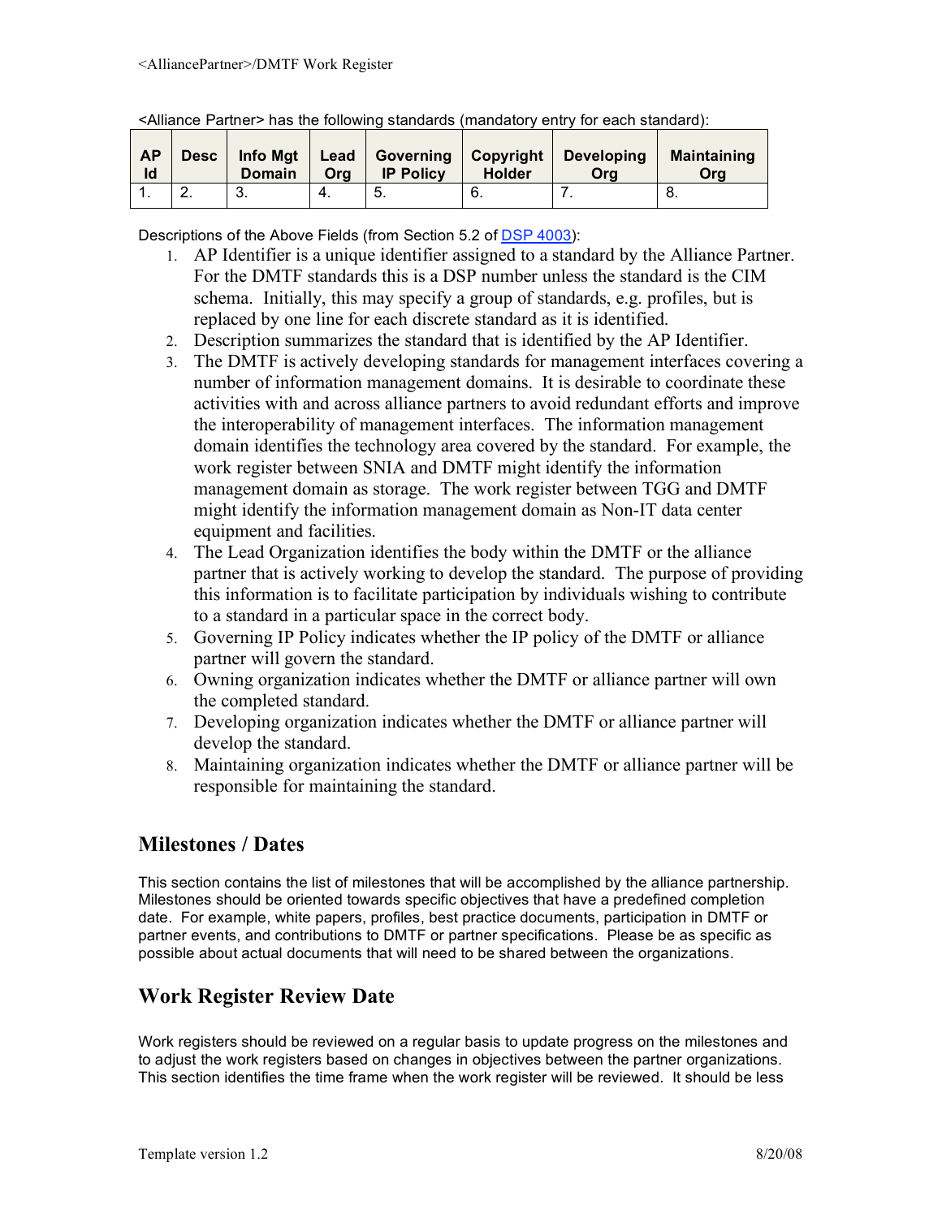<Alliance Partner> has the following standards (mandatory entry for each standard):

| AP Id | Desc | Info Mgt Domain | Lead Org | Governing IP Policy | Copyright Holder | Developing Org | Maintaining Org |
|---|---|---|---|---|---|---|---|
| 1. | 2. | 3. | 4. | 5. | 6. | 7. | 8. |

Descriptions of the Above Fields (from Section 5.2 of DSP 4003):

1. AP Identifier is a unique identifier assigned to a standard by the Alliance Partner. For the DMTF standards this is a DSP number unless the standard is the CIM schema. Initially, this may specify a group of standards, e.g. profiles, but is replaced by one line for each discrete standard as it is identified.
2. Description summarizes the standard that is identified by the AP Identifier.
3. The DMTF is actively developing standards for management interfaces covering a number of information management domains. It is desirable to coordinate these activities with and across alliance partners to avoid redundant efforts and improve the interoperability of management interfaces. The information management domain identifies the technology area covered by the standard. For example, the work register between SNIA and DMTF might identify the information management domain as storage. The work register between TGG and DMTF might identify the information management domain as Non-IT data center equipment and facilities.
4. The Lead Organization identifies the body within the DMTF or the alliance partner that is actively working to develop the standard. The purpose of providing this information is to facilitate participation by individuals wishing to contribute to a standard in a particular space in the correct body.
5. Governing IP Policy indicates whether the IP policy of the DMTF or alliance partner will govern the standard.
6. Owning organization indicates whether the DMTF or alliance partner will own the completed standard.
7. Developing organization indicates whether the DMTF or alliance partner will develop the standard.
8. Maintaining organization indicates whether the DMTF or alliance partner will be responsible for maintaining the standard.

## Milestones / Dates

This section contains the list of milestones that will be accomplished by the alliance partnership. Milestones should be oriented towards specific objectives that have a predefined completion date. For example, white papers, profiles, best practice documents, participation in DMTF or partner events, and contributions to DMTF or partner specifications. Please be as specific as possible about actual documents that will need to be shared between the organizations.

## Work Register Review Date

Work registers should be reviewed on a regular basis to update progress on the milestones and to adjust the work registers based on changes in objectives between the partner organizations. This section identifies the time frame when the work register will be reviewed. It should be less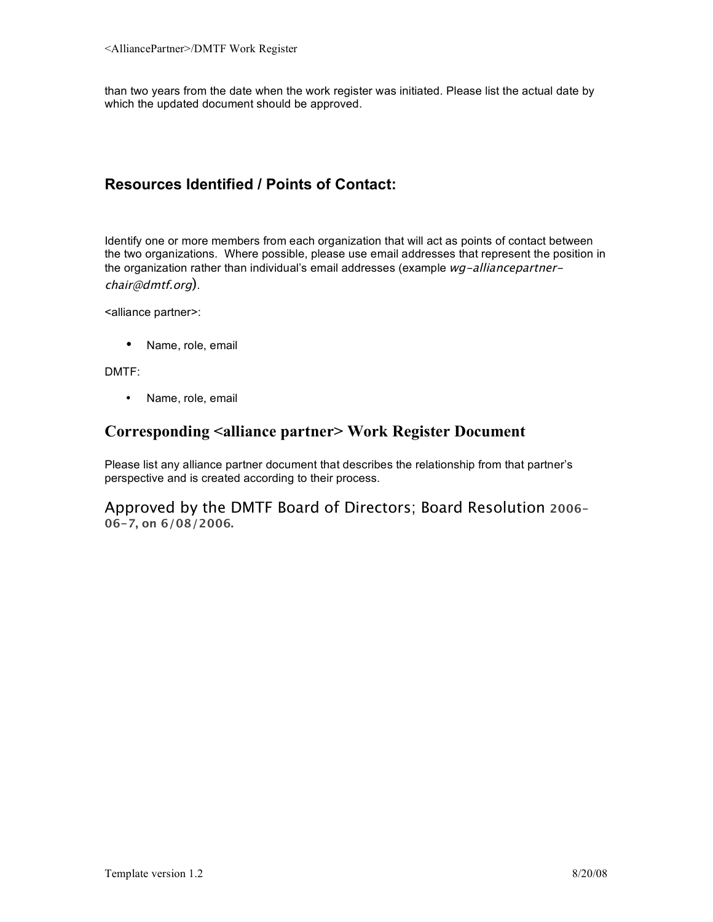than two years from the date when the work register was initiated. Please list the actual date by which the updated document should be approved.

## Resources Identified / Points of Contact:

Identify one or more members from each organization that will act as points of contact between the two organizations. Where possible, please use email addresses that represent the position in the organization rather than individual's email addresses (example *wg-alliancepartner-chair@dmtf.org*).

<alliance partner>:

- Name, role, email

DMTF:

- Name, role, email

## Corresponding <alliance partner> Work Register Document

Please list any alliance partner document that describes the relationship from that partner's perspective and is created according to their process.

Approved by the DMTF Board of Directors; Board Resolution **2006-06-7, on 6/08/2006.**